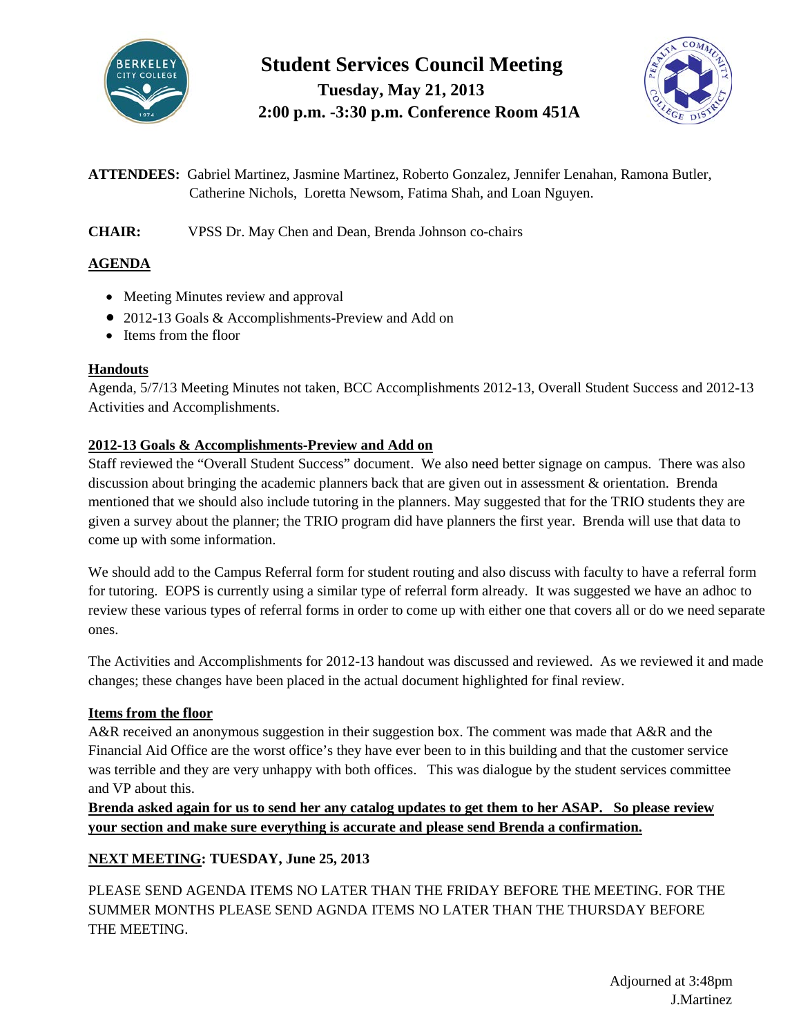# Student Services Council Meeting

**Tuesday, May 21, 2013**

**2:00 p.m. -3:30 p.m. Conference Room 451A**

**ATTENDEES:** Gabriel Martinez, Jasmine Martinez, Roberto Gonzalez, Jennifer Lenahan, Ramona Butler, Catherine Nichols, Loretta Newsom, Fatima Shah, and Loan Nguyen.

**CHAIR:** VPSS Dr. May Chen and Dean, Brenda Johnson co-chairs

## AGENDA

- Meeting Minutes review and approval
- 2012-13 Goals & Accomplishments-Preview and Add on
- Items from the floor

## Handouts

Agenda, 5/7/13 Meeting Minutes not taken, BCC Accomplishments 2012-13, Overall Student Success and 2012-13 Activities and Accomplishments.

## 2012-13 Goals & Accomplishments-Preview and Add on

Staff reviewed the "Overall Student Success" document. We also need better signage on campus. There was also discussion about bringing the academic planners back that are given out in assessment & orientation. Brenda mentioned that we should also include tutoring in the planners. May suggested that for the TRIO students they are given a survey about the planner; the TRIO program did have planners the first year. Brenda will use that data to come up with some information.

We should add to the Campus Referral form for student routing and also discuss with faculty to have a referral form for tutoring. EOPS is currently using a similar type of referral form already. It was suggested we have an adhoc to review these various types of referral forms in order to come up with either one that covers all or do we need separate ones.

The Activities and Accomplishments for 2012-13 handout was discussed and reviewed. As we reviewed it and made changes; these changes have been placed in the actual document highlighted for final review.

## Items from the floor

A&R received an anonymous suggestion in their suggestion box. The comment was made that A&R and the Financial Aid Office are the worst office's they have ever been to in this building and that the customer service was terrible and they are very unhappy with both offices. This was dialogue by the student services committee and VP about this.

**Brenda asked again for us to send her any catalog updates to get them to her ASAP. So please review your section and make sure everything is accurate and please send Brenda a confirmation.**

**NEXT MEETING: TUESDAY, June 25, 2013**

PLEASE SEND AGENDA ITEMS NO LATER THAN THE FRIDAY BEFORE THE MEETING. FOR THE SUMMER MONTHS PLEASE SEND AGNDA ITEMS NO LATER THAN THE THURSDAY BEFORE THE MEETING.

Adjourned at 3:48pm

J.Martinez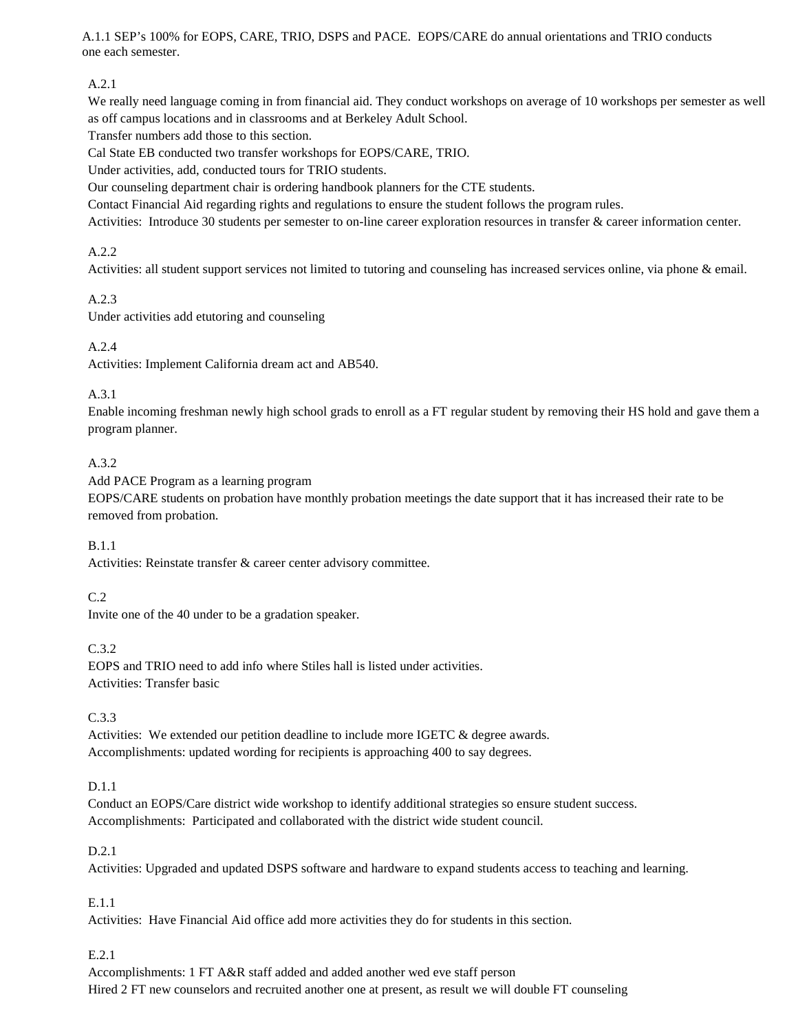A.1.1 SEP's 100% for EOPS, CARE, TRIO, DSPS and PACE. EOPS/CARE do annual orientations and TRIO conducts one each semester.

A.2.1

We really need language coming in from financial aid. They conduct workshops on average of 10 workshops per semester as well as off campus locations and in classrooms and at Berkeley Adult School.

Transfer numbers add those to this section.

Cal State EB conducted two transfer workshops for EOPS/CARE, TRIO.

Under activities, add, conducted tours for TRIO students.

Our counseling department chair is ordering handbook planners for the CTE students.

Contact Financial Aid regarding rights and regulations to ensure the student follows the program rules.

Activities: Introduce 30 students per semester to on-line career exploration resources in transfer & career information center.

A.2.2

Activities: all student support services not limited to tutoring and counseling has increased services online, via phone & email.

A.2.3

Under activities add etutoring and counseling

A.2.4

Activities: Implement California dream act and AB540.

A.3.1

Enable incoming freshman newly high school grads to enroll as a FT regular student by removing their HS hold and gave them a program planner.

A.3.2

Add PACE Program as a learning program

EOPS/CARE students on probation have monthly probation meetings the date support that it has increased their rate to be removed from probation.

B.1.1

Activities: Reinstate transfer & career center advisory committee.

C.2

Invite one of the 40 under to be a gradation speaker.

C.3.2

EOPS and TRIO need to add info where Stiles hall is listed under activities.

Activities: Transfer basic

C.3.3

Activities: We extended our petition deadline to include more IGETC & degree awards.

Accomplishments: updated wording for recipients is approaching 400 to say degrees.

D.1.1

Conduct an EOPS/Care district wide workshop to identify additional strategies so ensure student success.

Accomplishments: Participated and collaborated with the district wide student council.

D.2.1

Activities: Upgraded and updated DSPS software and hardware to expand students access to teaching and learning.

E.1.1

Activities: Have Financial Aid office add more activities they do for students in this section.

E.2.1

Accomplishments: 1 FT A&R staff added and added another wed eve staff person

Hired 2 FT new counselors and recruited another one at present, as result we will double FT counseling